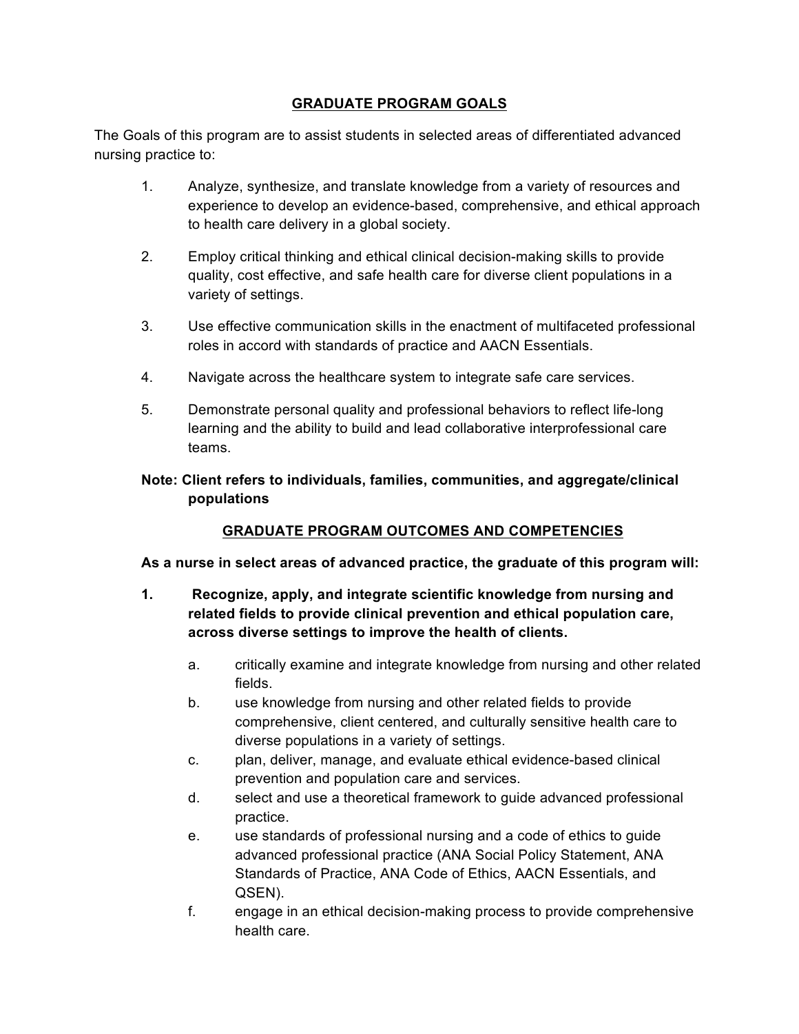## GRADUATE PROGRAM GOALS

The Goals of this program are to assist students in selected areas of differentiated advanced nursing practice to:

1. Analyze, synthesize, and translate knowledge from a variety of resources and experience to develop an evidence-based, comprehensive, and ethical approach to health care delivery in a global society.
2. Employ critical thinking and ethical clinical decision-making skills to provide quality, cost effective, and safe health care for diverse client populations in a variety of settings.
3. Use effective communication skills in the enactment of multifaceted professional roles in accord with standards of practice and AACN Essentials.
4. Navigate across the healthcare system to integrate safe care services.
5. Demonstrate personal quality and professional behaviors to reflect life-long learning and the ability to build and lead collaborative interprofessional care teams.

**Note: Client refers to individuals, families, communities, and aggregate/clinical populations**

## GRADUATE PROGRAM OUTCOMES AND COMPETENCIES

**As a nurse in select areas of advanced practice, the graduate of this program will:**

**1. Recognize, apply, and integrate scientific knowledge from nursing and related fields to provide clinical prevention and ethical population care, across diverse settings to improve the health of clients.**

   a. critically examine and integrate knowledge from nursing and other related fields.
   b. use knowledge from nursing and other related fields to provide comprehensive, client centered, and culturally sensitive health care to diverse populations in a variety of settings.
   c. plan, deliver, manage, and evaluate ethical evidence-based clinical prevention and population care and services.
   d. select and use a theoretical framework to guide advanced professional practice.
   e. use standards of professional nursing and a code of ethics to guide advanced professional practice (ANA Social Policy Statement, ANA Standards of Practice, ANA Code of Ethics, AACN Essentials, and QSEN).
   f. engage in an ethical decision-making process to provide comprehensive health care.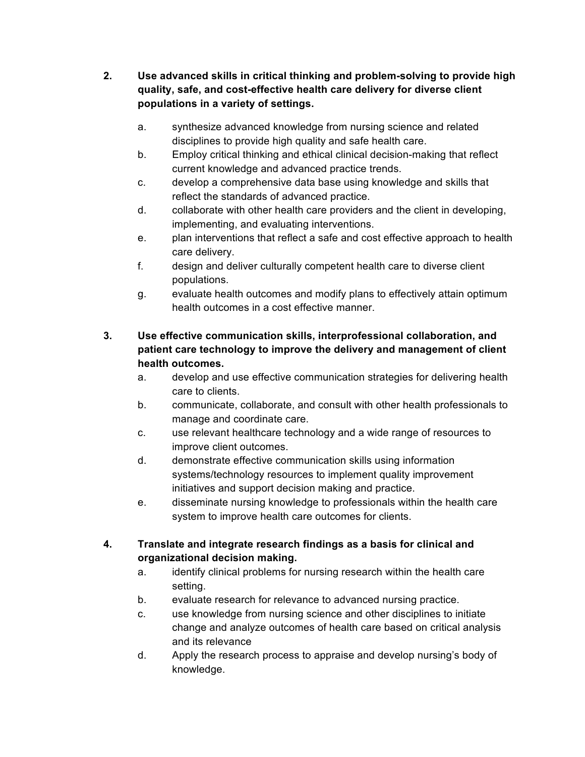2. **Use advanced skills in critical thinking and problem-solving to provide high quality, safe, and cost-effective health care delivery for diverse client populations in a variety of settings.**

    a. synthesize advanced knowledge from nursing science and related disciplines to provide high quality and safe health care.
    b. Employ critical thinking and ethical clinical decision-making that reflect current knowledge and advanced practice trends.
    c. develop a comprehensive data base using knowledge and skills that reflect the standards of advanced practice.
    d. collaborate with other health care providers and the client in developing, implementing, and evaluating interventions.
    e. plan interventions that reflect a safe and cost effective approach to health care delivery.
    f. design and deliver culturally competent health care to diverse client populations.
    g. evaluate health outcomes and modify plans to effectively attain optimum health outcomes in a cost effective manner.

3. **Use effective communication skills, interprofessional collaboration, and patient care technology to improve the delivery and management of client health outcomes.**

    a. develop and use effective communication strategies for delivering health care to clients.
    b. communicate, collaborate, and consult with other health professionals to manage and coordinate care.
    c. use relevant healthcare technology and a wide range of resources to improve client outcomes.
    d. demonstrate effective communication skills using information systems/technology resources to implement quality improvement initiatives and support decision making and practice.
    e. disseminate nursing knowledge to professionals within the health care system to improve health care outcomes for clients.

4. **Translate and integrate research findings as a basis for clinical and organizational decision making.**

    a. identify clinical problems for nursing research within the health care setting.
    b. evaluate research for relevance to advanced nursing practice.
    c. use knowledge from nursing science and other disciplines to initiate change and analyze outcomes of health care based on critical analysis and its relevance
    d. Apply the research process to appraise and develop nursing's body of knowledge.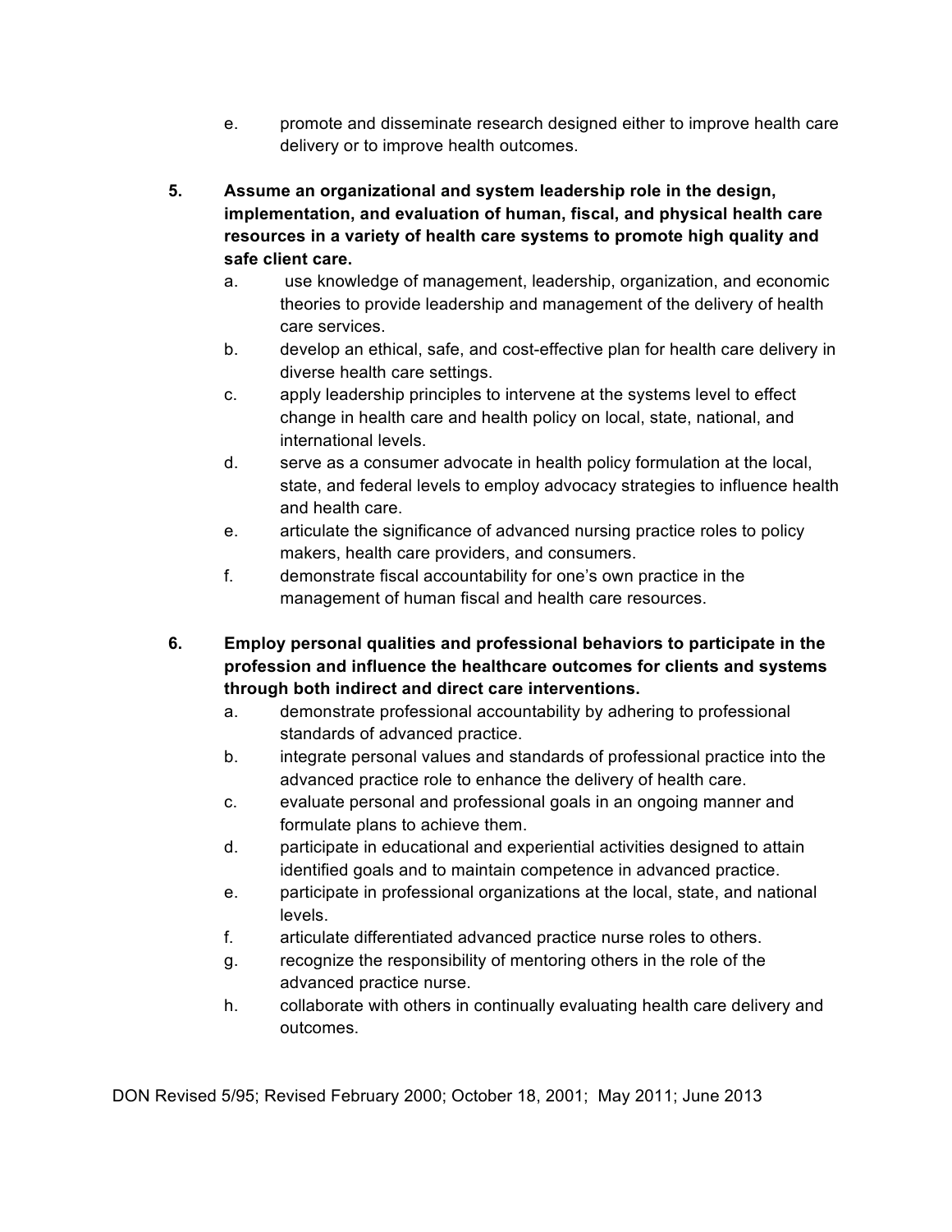e. promote and disseminate research designed either to improve health care delivery or to improve health outcomes.

5. **Assume an organizational and system leadership role in the design, implementation, and evaluation of human, fiscal, and physical health care resources in a variety of health care systems to promote high quality and safe client care.**
   a. use knowledge of management, leadership, organization, and economic theories to provide leadership and management of the delivery of health care services.
   b. develop an ethical, safe, and cost-effective plan for health care delivery in diverse health care settings.
   c. apply leadership principles to intervene at the systems level to effect change in health care and health policy on local, state, national, and international levels.
   d. serve as a consumer advocate in health policy formulation at the local, state, and federal levels to employ advocacy strategies to influence health and health care.
   e. articulate the significance of advanced nursing practice roles to policy makers, health care providers, and consumers.
   f. demonstrate fiscal accountability for one's own practice in the management of human fiscal and health care resources.

6. **Employ personal qualities and professional behaviors to participate in the profession and influence the healthcare outcomes for clients and systems through both indirect and direct care interventions.**
   a. demonstrate professional accountability by adhering to professional standards of advanced practice.
   b. integrate personal values and standards of professional practice into the advanced practice role to enhance the delivery of health care.
   c. evaluate personal and professional goals in an ongoing manner and formulate plans to achieve them.
   d. participate in educational and experiential activities designed to attain identified goals and to maintain competence in advanced practice.
   e. participate in professional organizations at the local, state, and national levels.
   f. articulate differentiated advanced practice nurse roles to others.
   g. recognize the responsibility of mentoring others in the role of the advanced practice nurse.
   h. collaborate with others in continually evaluating health care delivery and outcomes.

DON Revised 5/95; Revised February 2000; October 18, 2001; May 2011; June 2013